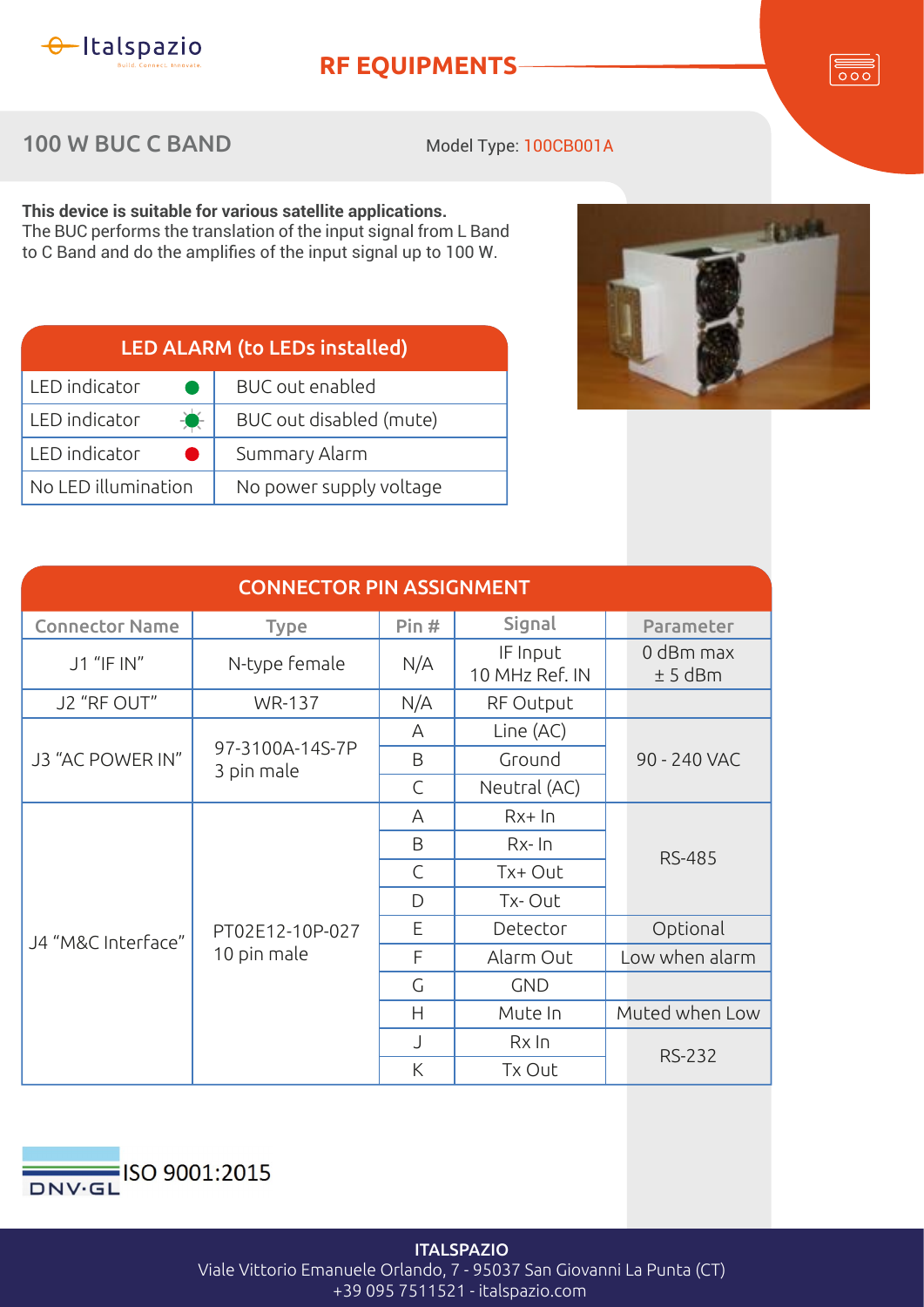Italspazio
Build. Connect. Innovate.

# RF EQUIPMENTS

## 100 W BUC C BAND

Model Type: 100CB001A

**This device is suitable for various satellite applications.**
The BUC performs the translation of the input signal from L Band to C Band and do the amplifies of the input signal up to 100 W.

| LED ALARM (to LEDs installed) | |
|---|---|
| LED indicator (green) | BUC out enabled |
| LED indicator (green, blinking) | BUC out disabled (mute) |
| LED indicator (red) | Summary Alarm |
| No LED illumination | No power supply voltage |

### CONNECTOR PIN ASSIGNMENT

| Connector Name | Type | Pin # | Signal | Parameter |
|---|---|---|---|---|
| J1 "IF IN" | N-type female | N/A | IF Input<br>10 MHz Ref. IN | 0 dBm max<br>± 5 dBm |
| J2 "RF OUT" | WR-137 | N/A | RF Output | |
| J3 "AC POWER IN" | 97-3100A-14S-7P<br>3 pin male | A | Line (AC) | 90 - 240 VAC |
| | | B | Ground | |
| | | C | Neutral (AC) | |
| J4 "M&C Interface" | PT02E12-10P-027<br>10 pin male | A | Rx+ In | RS-485 |
| | | B | Rx- In | |
| | | C | Tx+ Out | |
| | | D | Tx- Out | |
| | | E | Detector | Optional |
| | | F | Alarm Out | Low when alarm |
| | | G | GND | |
| | | H | Mute In | Muted when Low |
| | | J | Rx In | RS-232 |
| | | K | Tx Out | |

DNV·GL ISO 9001:2015

**ITALSPAZIO**
Viale Vittorio Emanuele Orlando, 7 - 95037 San Giovanni La Punta (CT)
+39 095 7511521 - italspazio.com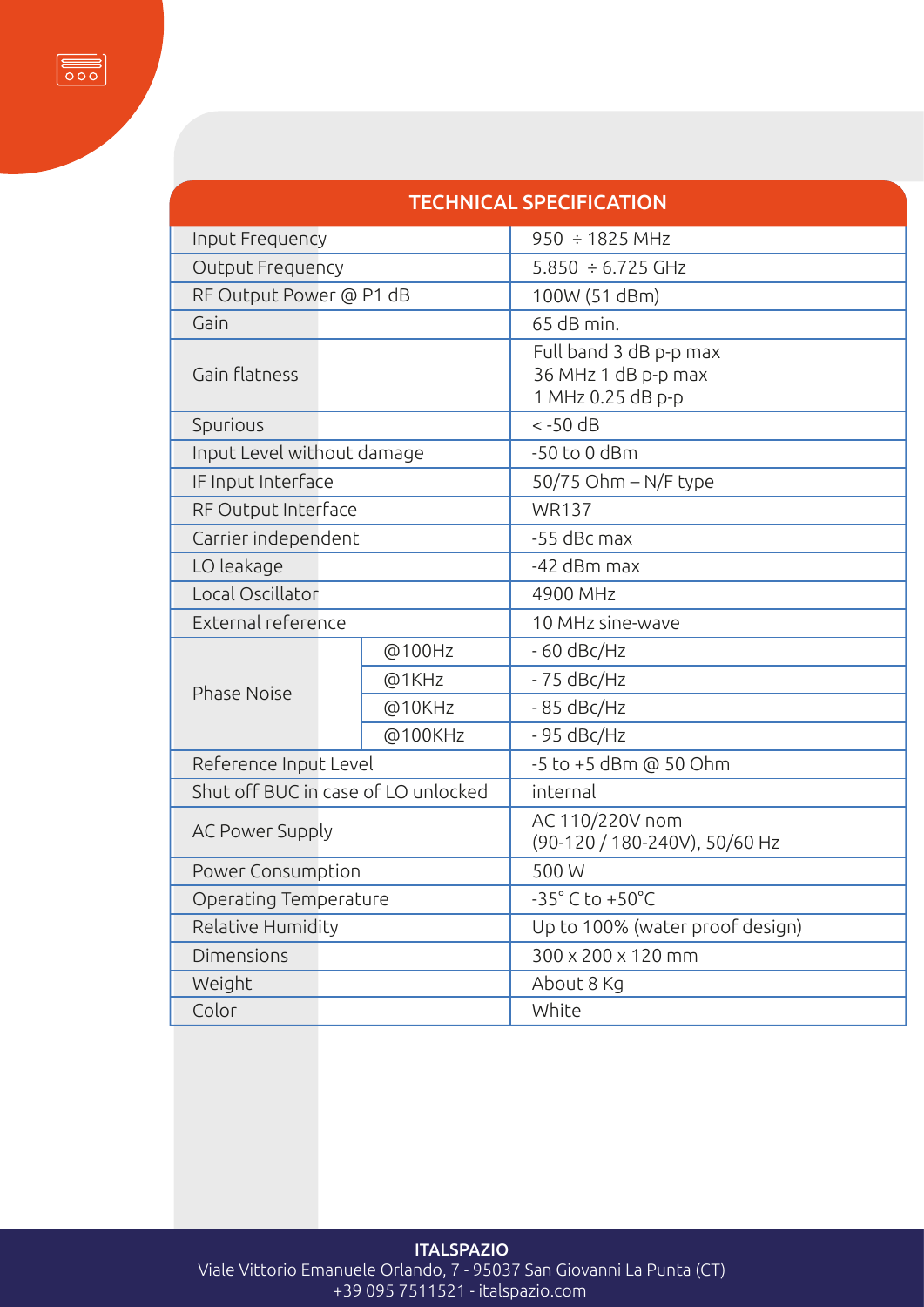## TECHNICAL SPECIFICATION

| | | |
|---|---|---|
| Input Frequency | | 950 ÷ 1825 MHz |
| Output Frequency | | 5.850 ÷ 6.725 GHz |
| RF Output Power @ P1 dB | | 100W (51 dBm) |
| Gain | | 65 dB min. |
| Gain flatness | | Full band 3 dB p-p max<br>36 MHz 1 dB p-p max<br>1 MHz 0.25 dB p-p |
| Spurious | | < -50 dB |
| Input Level without damage | | -50 to 0 dBm |
| IF Input Interface | | 50/75 Ohm – N/F type |
| RF Output Interface | | WR137 |
| Carrier independent | | -55 dBc max |
| LO leakage | | -42 dBm max |
| Local Oscillator | | 4900 MHz |
| External reference | | 10 MHz sine-wave |
| Phase Noise | @100Hz | - 60 dBc/Hz |
| | @1KHz | - 75 dBc/Hz |
| | @10KHz | - 85 dBc/Hz |
| | @100KHz | - 95 dBc/Hz |
| Reference Input Level | | -5 to +5 dBm @ 50 Ohm |
| Shut off BUC in case of LO unlocked | | internal |
| AC Power Supply | | AC 110/220V nom<br>(90-120 / 180-240V), 50/60 Hz |
| Power Consumption | | 500 W |
| Operating Temperature | | -35° C to +50°C |
| Relative Humidity | | Up to 100% (water proof design) |
| Dimensions | | 300 x 200 x 120 mm |
| Weight | | About 8 Kg |
| Color | | White |

**ITALSPAZIO**
Viale Vittorio Emanuele Orlando, 7 - 95037 San Giovanni La Punta (CT)
+39 095 7511521 - italspazio.com